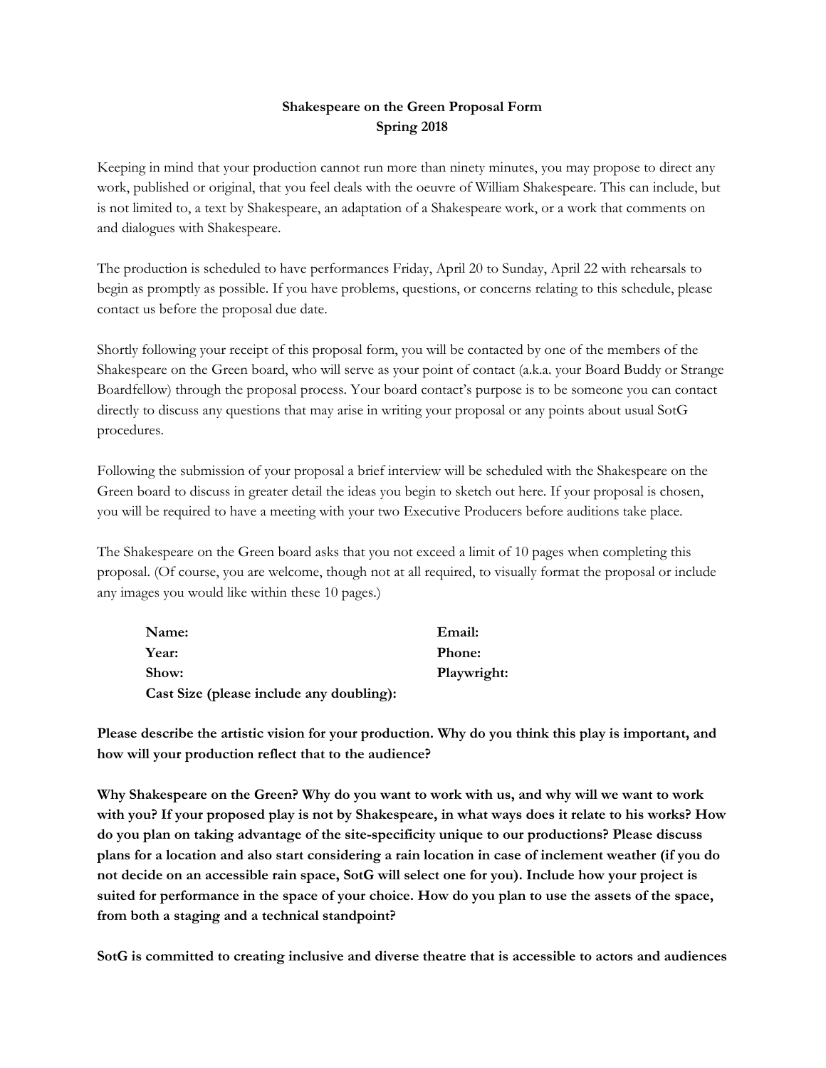**Shakespeare on the Green Proposal Form**
**Spring 2018**

Keeping in mind that your production cannot run more than ninety minutes, you may propose to direct any work, published or original, that you feel deals with the oeuvre of William Shakespeare. This can include, but is not limited to, a text by Shakespeare, an adaptation of a Shakespeare work, or a work that comments on and dialogues with Shakespeare.

The production is scheduled to have performances Friday, April 20 to Sunday, April 22 with rehearsals to begin as promptly as possible. If you have problems, questions, or concerns relating to this schedule, please contact us before the proposal due date.

Shortly following your receipt of this proposal form, you will be contacted by one of the members of the Shakespeare on the Green board, who will serve as your point of contact (a.k.a. your Board Buddy or Strange Boardfellow) through the proposal process. Your board contact's purpose is to be someone you can contact directly to discuss any questions that may arise in writing your proposal or any points about usual SotG procedures.

Following the submission of your proposal a brief interview will be scheduled with the Shakespeare on the Green board to discuss in greater detail the ideas you begin to sketch out here. If your proposal is chosen, you will be required to have a meeting with your two Executive Producers before auditions take place.

The Shakespeare on the Green board asks that you not exceed a limit of 10 pages when completing this proposal. (Of course, you are welcome, though not at all required, to visually format the proposal or include any images you would like within these 10 pages.)

**Name:**
**Email:**
**Year:**
**Phone:**
**Show:**
**Playwright:**
**Cast Size (please include any doubling):**

**Please describe the artistic vision for your production. Why do you think this play is important, and how will your production reflect that to the audience?**

**Why Shakespeare on the Green? Why do you want to work with us, and why will we want to work with you? If your proposed play is not by Shakespeare, in what ways does it relate to his works? How do you plan on taking advantage of the site-specificity unique to our productions? Please discuss plans for a location and also start considering a rain location in case of inclement weather (if you do not decide on an accessible rain space, SotG will select one for you). Include how your project is suited for performance in the space of your choice. How do you plan to use the assets of the space, from both a staging and a technical standpoint?**

**SotG is committed to creating inclusive and diverse theatre that is accessible to actors and audiences**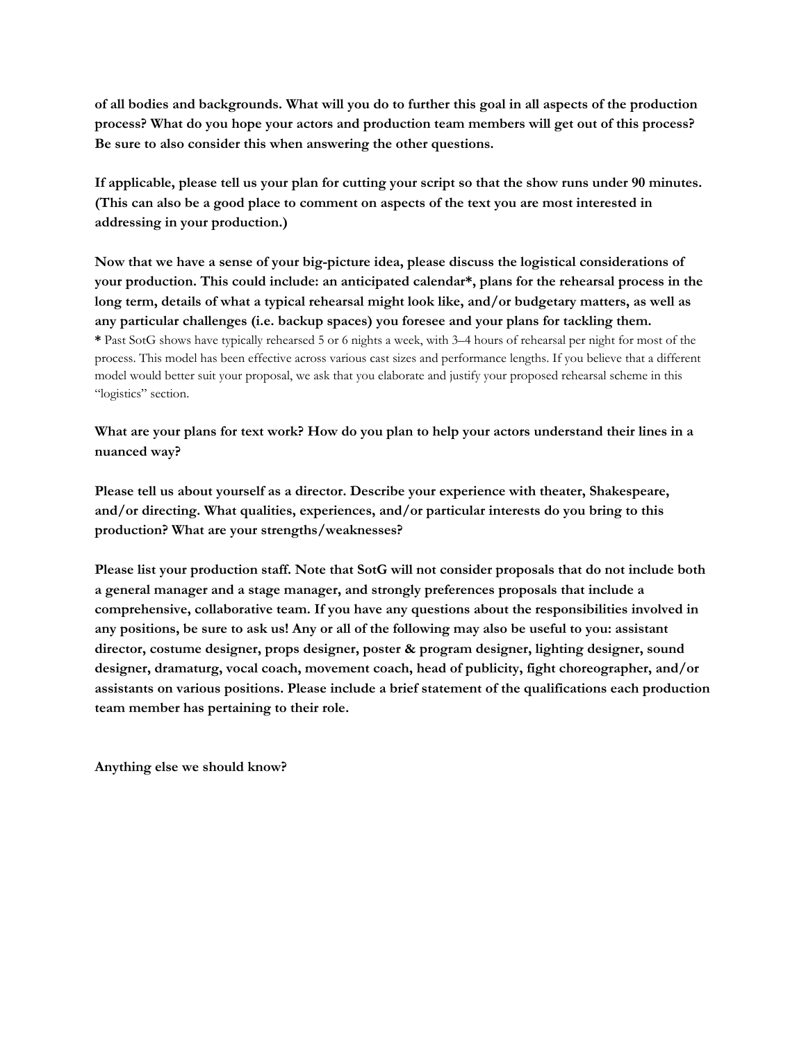**of all bodies and backgrounds. What will you do to further this goal in all aspects of the production process? What do you hope your actors and production team members will get out of this process? Be sure to also consider this when answering the other questions.**

**If applicable, please tell us your plan for cutting your script so that the show runs under 90 minutes. (This can also be a good place to comment on aspects of the text you are most interested in addressing in your production.)**

**Now that we have a sense of your big-picture idea, please discuss the logistical considerations of your production. This could include: an anticipated calendar*, plans for the rehearsal process in the long term, details of what a typical rehearsal might look like, and/or budgetary matters, as well as any particular challenges (i.e. backup spaces) you foresee and your plans for tackling them.**

**\*** Past SotG shows have typically rehearsed 5 or 6 nights a week, with 3–4 hours of rehearsal per night for most of the process. This model has been effective across various cast sizes and performance lengths. If you believe that a different model would better suit your proposal, we ask that you elaborate and justify your proposed rehearsal scheme in this "logistics" section.

**What are your plans for text work? How do you plan to help your actors understand their lines in a nuanced way?**

**Please tell us about yourself as a director. Describe your experience with theater, Shakespeare, and/or directing. What qualities, experiences, and/or particular interests do you bring to this production? What are your strengths/weaknesses?**

**Please list your production staff. Note that SotG will not consider proposals that do not include both a general manager and a stage manager, and strongly preferences proposals that include a comprehensive, collaborative team. If you have any questions about the responsibilities involved in any positions, be sure to ask us! Any or all of the following may also be useful to you: assistant director, costume designer, props designer, poster & program designer, lighting designer, sound designer, dramaturg, vocal coach, movement coach, head of publicity, fight choreographer, and/or assistants on various positions. Please include a brief statement of the qualifications each production team member has pertaining to their role.**

**Anything else we should know?**